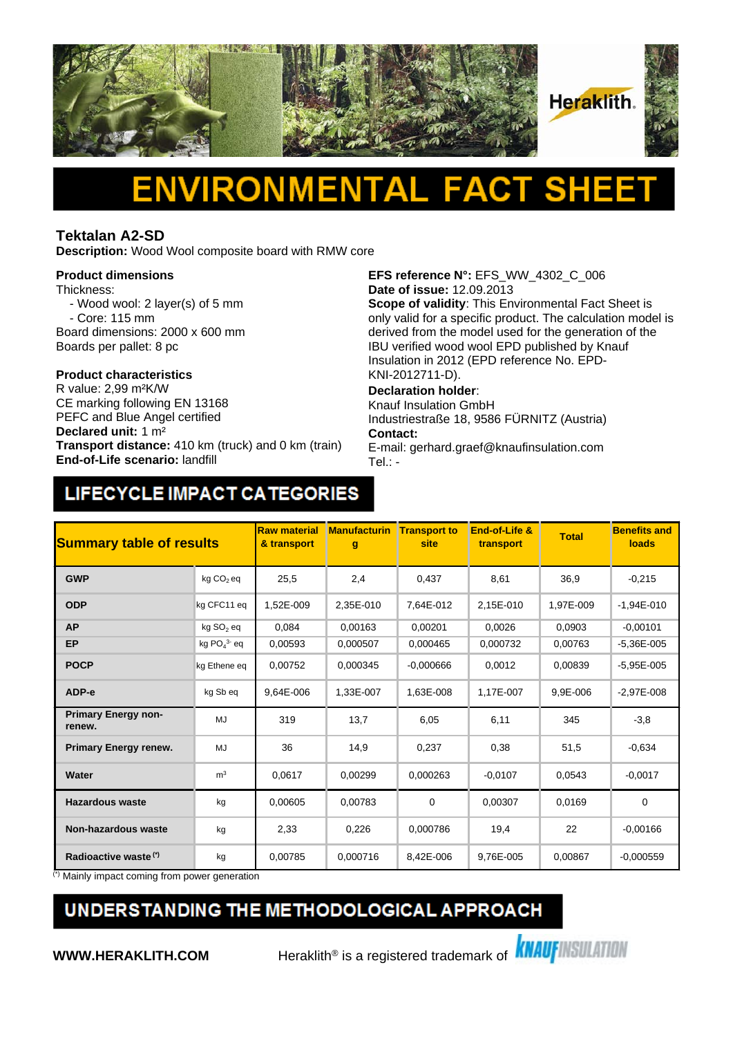# ENVIRONMENTAL FACT SHEET

## Tektalan A2-SD

**Description:** Wood Wool composite board with RMW core

**Product dimensions**
Thickness:
- Wood wool: 2 layer(s) of 5 mm
- Core: 115 mm

Board dimensions: 2000 x 600 mm
Boards per pallet: 8 pc

**Product characteristics**
R value: 2,99 m²K/W
CE marking following EN 13168
PEFC and Blue Angel certified
**Declared unit:** 1 m²
**Transport distance:** 410 km (truck) and 0 km (train)
**End-of-Life scenario:** landfill

**EFS reference N°:** EFS_WW_4302_C_006
**Date of issue:** 12.09.2013
**Scope of validity**: This Environmental Fact Sheet is only valid for a specific product. The calculation model is derived from the model used for the generation of the IBU verified wood wool EPD published by Knauf Insulation in 2012 (EPD reference No. EPD-KNI-2012711-D).
**Declaration holder**:
Knauf Insulation GmbH
Industriestraße 18, 9586 FÜRNITZ (Austria)
**Contact:**
E-mail: gerhard.graef@knaufinsulation.com
Tel.: -

## LIFECYCLE IMPACT CATEGORIES

| Summary table of results | | Raw material & transport | Manufacturing | Transport to site | End-of-Life & transport | Total | Benefits and loads |
|---|---|---|---|---|---|---|---|
| **GWP** | kg $CO_2$ eq | 25,5 | 2,4 | 0,437 | 8,61 | 36,9 | -0,215 |
| **ODP** | kg CFC11 eq | 1,52E-009 | 2,35E-010 | 7,64E-012 | 2,15E-010 | 1,97E-009 | -1,94E-010 |
| **AP** | kg $SO_2$ eq | 0,084 | 0,00163 | 0,00201 | 0,0026 | 0,0903 | -0,00101 |
| **EP** | kg $PO_4^{3-}$ eq | 0,00593 | 0,000507 | 0,000465 | 0,000732 | 0,00763 | -5,36E-005 |
| **POCP** | kg Ethene eq | 0,00752 | 0,000345 | -0,000666 | 0,0012 | 0,00839 | -5,95E-005 |
| **ADP-e** | kg Sb eq | 9,64E-006 | 1,33E-007 | 1,63E-008 | 1,17E-007 | 9,9E-006 | -2,97E-008 |
| **Primary Energy non-renew.** | MJ | 319 | 13,7 | 6,05 | 6,11 | 345 | -3,8 |
| **Primary Energy renew.** | MJ | 36 | 14,9 | 0,237 | 0,38 | 51,5 | -0,634 |
| **Water** | m³ | 0,0617 | 0,00299 | 0,000263 | -0,0107 | 0,0543 | -0,0017 |
| **Hazardous waste** | kg | 0,00605 | 0,00783 | 0 | 0,00307 | 0,0169 | 0 |
| **Non-hazardous waste** | kg | 2,33 | 0,226 | 0,000786 | 19,4 | 22 | -0,00166 |
| **Radioactive waste (*)** | kg | 0,00785 | 0,000716 | 8,42E-006 | 9,76E-005 | 0,00867 | -0,000559 |

(*) Mainly impact coming from power generation

## UNDERSTANDING THE METHODOLOGICAL APPROACH

**WWW.HERAKLITH.COM** Heraklith® is a registered trademark of KNAUF INSULATION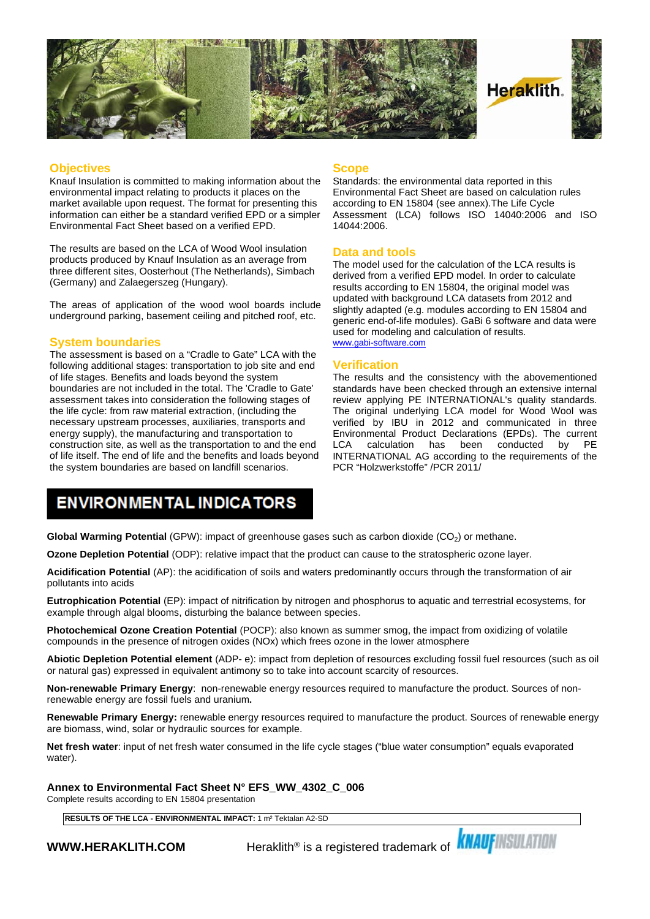Heraklith.

## Objectives

Knauf Insulation is committed to making information about the environmental impact relating to products it places on the market available upon request. The format for presenting this information can either be a standard verified EPD or a simpler Environmental Fact Sheet based on a verified EPD.

The results are based on the LCA of Wood Wool insulation products produced by Knauf Insulation as an average from three different sites, Oosterhout (The Netherlands), Simbach (Germany) and Zalaegerszeg (Hungary).

The areas of application of the wood wool boards include underground parking, basement ceiling and pitched roof, etc.

## System boundaries

The assessment is based on a "Cradle to Gate" LCA with the following additional stages: transportation to job site and end of life stages. Benefits and loads beyond the system boundaries are not included in the total. The 'Cradle to Gate' assessment takes into consideration the following stages of the life cycle: from raw material extraction, (including the necessary upstream processes, auxiliaries, transports and energy supply), the manufacturing and transportation to construction site, as well as the transportation to and the end of life itself. The end of life and the benefits and loads beyond the system boundaries are based on landfill scenarios.

## Scope

Standards: the environmental data reported in this Environmental Fact Sheet are based on calculation rules according to EN 15804 (see annex).The Life Cycle Assessment (LCA) follows ISO 14040:2006 and ISO 14044:2006.

## Data and tools

The model used for the calculation of the LCA results is derived from a verified EPD model. In order to calculate results according to EN 15804, the original model was updated with background LCA datasets from 2012 and slightly adapted (e.g. modules according to EN 15804 and generic end-of-life modules). GaBi 6 software and data were used for modeling and calculation of results.
www.gabi-software.com

## Verification

The results and the consistency with the abovementioned standards have been checked through an extensive internal review applying PE INTERNATIONAL's quality standards. The original underlying LCA model for Wood Wool was verified by IBU in 2012 and communicated in three Environmental Product Declarations (EPDs). The current LCA calculation has been conducted by PE INTERNATIONAL AG according to the requirements of the PCR "Holzwerkstoffe" /PCR 2011/

# ENVIRONMENTAL INDICATORS

**Global Warming Potential** (GPW): impact of greenhouse gases such as carbon dioxide ($CO_2$) or methane.

**Ozone Depletion Potential** (ODP): relative impact that the product can cause to the stratospheric ozone layer.

**Acidification Potential** (AP): the acidification of soils and waters predominantly occurs through the transformation of air pollutants into acids

**Eutrophication Potential** (EP): impact of nitrification by nitrogen and phosphorus to aquatic and terrestrial ecosystems, for example through algal blooms, disturbing the balance between species.

**Photochemical Ozone Creation Potential** (POCP): also known as summer smog, the impact from oxidizing of volatile compounds in the presence of nitrogen oxides (NOx) which frees ozone in the lower atmosphere

**Abiotic Depletion Potential element** (ADP- e): impact from depletion of resources excluding fossil fuel resources (such as oil or natural gas) expressed in equivalent antimony so to take into account scarcity of resources.

**Non-renewable Primary Energy**: non-renewable energy resources required to manufacture the product. Sources of non-renewable energy are fossil fuels and uranium**.**

**Renewable Primary Energy:** renewable energy resources required to manufacture the product. Sources of renewable energy are biomass, wind, solar or hydraulic sources for example.

**Net fresh water**: input of net fresh water consumed in the life cycle stages ("blue water consumption" equals evaporated water).

**Annex to Environmental Fact Sheet N° EFS_WW_4302_C_006**
Complete results according to EN 15804 presentation

| **RESULTS OF THE LCA - ENVIRONMENTAL IMPACT:** 1 m² Tektalan A2-SD |
|---|

**WWW.HERAKLITH.COM** Heraklith® is a registered trademark of KNAUF INSULATION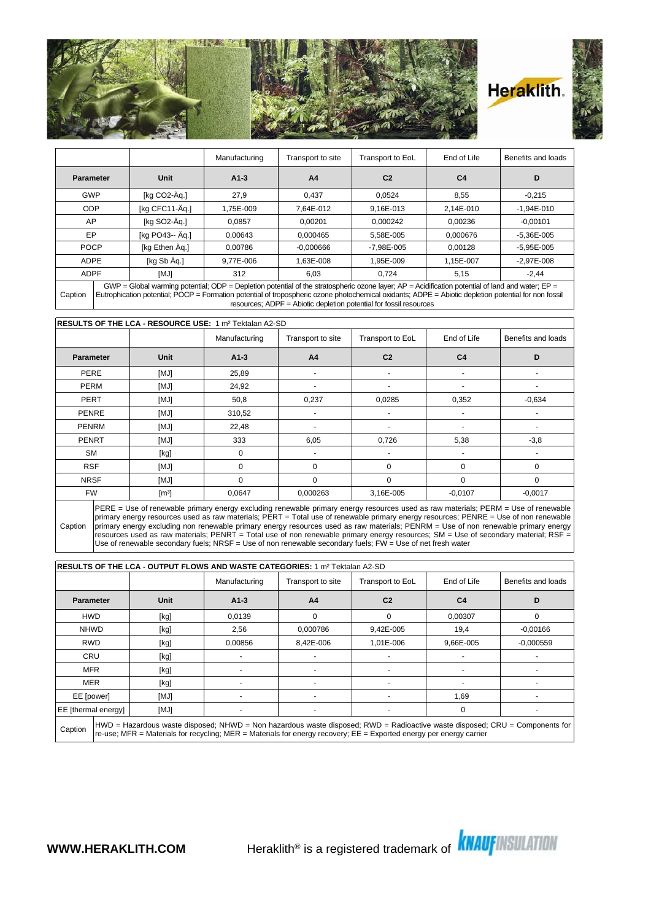| | | Manufacturing | Transport to site | Transport to EoL | End of Life | Benefits and loads |
|---|---|---|---|---|---|---|
| **Parameter** | **Unit** | **A1-3** | **A4** | **C2** | **C4** | **D** |
| GWP | [kg CO2-Äq.] | 27,9 | 0,437 | 0,0524 | 8,55 | -0,215 |
| ODP | [kg CFC11-Äq.] | 1,75E-009 | 7,64E-012 | 9,16E-013 | 2,14E-010 | -1,94E-010 |
| AP | [kg SO2-Äq.] | 0,0857 | 0,00201 | 0,000242 | 0,00236 | -0,00101 |
| EP | [kg PO43-- Äq.] | 0,00643 | 0,000465 | 5,58E-005 | 0,000676 | -5,36E-005 |
| POCP | [kg Ethen Äq.] | 0,00786 | -0,000666 | -7,98E-005 | 0,00128 | -5,95E-005 |
| ADPE | [kg Sb Äq.] | 9,77E-006 | 1,63E-008 | 1,95E-009 | 1,15E-007 | -2,97E-008 |
| ADPF | [MJ] | 312 | 6,03 | 0,724 | 5,15 | -2,44 |
| Caption | GWP = Global warming potential; ODP = Depletion potential of the stratospheric ozone layer; AP = Acidification potential of land and water; EP = Eutrophication potential; POCP = Formation potential of tropospheric ozone photochemical oxidants; ADPE = Abiotic depletion potential for non fossil resources; ADPF = Abiotic depletion potential for fossil resources | | | | | |

**RESULTS OF THE LCA - RESOURCE USE:** 1 m² Tektalan A2-SD

| | | Manufacturing | Transport to site | Transport to EoL | End of Life | Benefits and loads |
|---|---|---|---|---|---|---|
| **Parameter** | **Unit** | **A1-3** | **A4** | **C2** | **C4** | **D** |
| PERE | [MJ] | 25,89 | - | - | - | - |
| PERM | [MJ] | 24,92 | - | - | - | - |
| PERT | [MJ] | 50,8 | 0,237 | 0,0285 | 0,352 | -0,634 |
| PENRE | [MJ] | 310,52 | - | - | - | - |
| PENRM | [MJ] | 22,48 | - | - | - | - |
| PENRT | [MJ] | 333 | 6,05 | 0,726 | 5,38 | -3,8 |
| SM | [kg] | 0 | - | - | - | - |
| RSF | [MJ] | 0 | 0 | 0 | 0 | 0 |
| NRSF | [MJ] | 0 | 0 | 0 | 0 | 0 |
| FW | [m³] | 0,0647 | 0,000263 | 3,16E-005 | -0,0107 | -0,0017 |
| Caption | PERE = Use of renewable primary energy excluding renewable primary energy resources used as raw materials; PERM = Use of renewable primary energy resources used as raw materials; PERT = Total use of renewable primary energy resources; PENRE = Use of non renewable primary energy excluding non renewable primary energy resources used as raw materials; PENRM = Use of non renewable primary energy resources used as raw materials; PENRT = Total use of non renewable primary energy resources; SM = Use of secondary material; RSF = Use of renewable secondary fuels; NRSF = Use of non renewable secondary fuels; FW = Use of net fresh water | | | | | |

**RESULTS OF THE LCA - OUTPUT FLOWS AND WASTE CATEGORIES:** 1 m² Tektalan A2-SD

| | | Manufacturing | Transport to site | Transport to EoL | End of Life | Benefits and loads |
|---|---|---|---|---|---|---|
| **Parameter** | **Unit** | **A1-3** | **A4** | **C2** | **C4** | **D** |
| HWD | [kg] | 0,0139 | 0 | 0 | 0,00307 | 0 |
| NHWD | [kg] | 2,56 | 0,000786 | 9,42E-005 | 19,4 | -0,00166 |
| RWD | [kg] | 0,00856 | 8,42E-006 | 1,01E-006 | 9,66E-005 | -0,000559 |
| CRU | [kg] | - | - | - | - | - |
| MFR | [kg] | - | - | - | - | - |
| MER | [kg] | - | - | - | - | - |
| EE [power] | [MJ] | - | - | - | 1,69 | - |
| EE [thermal energy] | [MJ] | - | - | - | 0 | - |
| Caption | HWD = Hazardous waste disposed; NHWD = Non hazardous waste disposed; RWD = Radioactive waste disposed; CRU = Components for re-use; MFR = Materials for recycling; MER = Materials for energy recovery; EE = Exported energy per energy carrier | | | | | |

**WWW.HERAKLITH.COM** Heraklith® is a registered trademark of KNAUF INSULATION